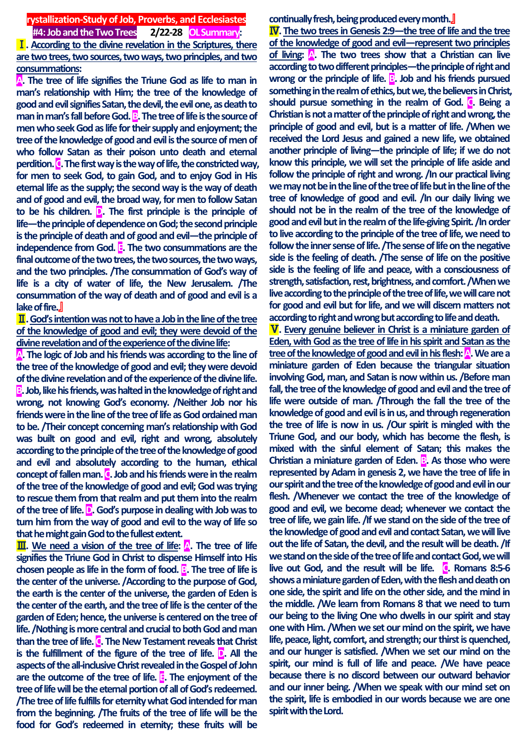**rystallization-Study of Job, Proverbs, and Ecclesiastes**

**#4: Job and the Two Trees　2/22-28　OL Summary:**

**Ⅰ. According to the divine revelation in the Scriptures, there are two trees, two sources, two ways, two principles, and two consummations:**

**A. The tree of life signifies the Triune God as life to man in man's relationship with Him; the tree of the knowledge of good and evil signifies Satan, the devil, the evil one, as death to man in man's fall before God. B. The tree of life is the source of men who seek God as life for their supply and enjoyment; the tree of the knowledge of good and evil is the source of men of who follow Satan as their poison unto death and eternal perdition. C. The first way is the way of life, the constricted way, for men to seek God, to gain God, and to enjoy God in His eternal life as the supply; the second way is the way of death and of good and evil, the broad way, for men to follow Satan to be his children. D. The first principle is the principle of life—the principle of dependence on God; the second principle is the principle of death and of good and evil—the principle of independence from God. E. The two consummations are the final outcome of the two trees, the two sources, the two ways, and the two principles. /The consummation of God's way of life is a city of water of life, the New Jerusalem. /The consummation of the way of death and of good and evil is a lake of fire.』**

**Ⅱ. God's intention was not to have a Job in the line of the tree of the knowledge of good and evil; they were devoid of the divine revelation and of the experience of the divine life:**

**A. The logic of Job and his friends was according to the line of the tree of the knowledge of good and evil; they were devoid of the divine revelation and of the experience of the divine life. B. Job, like his friends, was halted in the knowledge of right and wrong, not knowing God's economy. /Neither Job nor his friends were in the line of the tree of life as God ordained man to be. /Their concept concerning man's relationship with God was built on good and evil, right and wrong, absolutely according to the principle of the tree of the knowledge of good and evil and absolutely according to the human, ethical concept of fallen man. C. Job and his friends were in the realm of the tree of the knowledge of good and evil; God was trying to rescue them from that realm and put them into the realm of the tree of life. D. God's purpose in dealing with Job was to turn him from the way of good and evil to the way of life so that he might gain God to the fullest extent.**

**Ⅲ. We need a vision of the tree of life: A. The tree of life signifies the Triune God in Christ to dispense Himself into His chosen people as life in the form of food. B. The tree of life is the center of the universe. /According to the purpose of God, the earth is the center of the universe, the garden of Eden is the center of the earth, and the tree of life is the center of the garden of Eden; hence, the universe is centered on the tree of life. /Nothing is more central and crucial to both God and man than the tree of life. C. The New Testament reveals that Christ is the fulfillment of the figure of the tree of life. D. All the aspects of the all-inclusive Christ revealed in the Gospel of John are the outcome of the tree of life. E. The enjoyment of the tree of life will be the eternal portion of all of God's redeemed. /The tree of life fulfills for eternity what God intended for man from the beginning. /The fruits of the tree of life will be the food for God's redeemed in eternity; these fruits will be continually fresh, being produced every month.』**

**Ⅳ. The two trees in Genesis 2:9—the tree of life and the tree of the knowledge of good and evil—represent two principles of living: A. The two trees show that a Christian can live according to two different principles—the principle of right and wrong or the principle of life. B. Job and his friends pursued something in the realm of ethics, but we, the believers in Christ, should pursue something in the realm of God. C. Being a Christian is not a matter of the principle of right and wrong, the principle of good and evil, but is a matter of life. /When we received the Lord Jesus and gained a new life, we obtained another principle of living—the principle of life; if we do not know this principle, we will set the principle of life aside and follow the principle of right and wrong. /In our practical living we may not be in the line of the tree of life but in the line of the tree of knowledge of good and evil. /In our daily living we should not be in the realm of the tree of the knowledge of good and evil but in the realm of the life-giving Spirit. /In order to live according to the principle of the tree of life, we need to follow the inner sense of life. /The sense of life on the negative side is the feeling of death. /The sense of life on the positive side is the feeling of life and peace, with a consciousness of strength, satisfaction, rest, brightness, and comfort. /When we live according to the principle of the tree of life, we will care not for good and evil but for life, and we will discern matters not according to right and wrong but according to life and death.**

**Ⅴ. Every genuine believer in Christ is a miniature garden of Eden, with God as the tree of life in his spirit and Satan as the tree of the knowledge of good and evil in his flesh: A. We are a miniature garden of Eden because the triangular situation involving God, man, and Satan is now within us. /Before man fall, the tree of the knowledge of good and evil and the tree of life were outside of man. /Through the fall the tree of the knowledge of good and evil is in us, and through regeneration the tree of life is now in us. /Our spirit is mingled with the Triune God, and our body, which has become the flesh, is mixed with the sinful element of Satan; this makes the Christian a miniature garden of Eden. B. As those who were represented by Adam in genesis 2, we have the tree of life in our spirit and the tree of the knowledge of good and evil in our flesh. /Whenever we contact the tree of the knowledge of good and evil, we become dead; whenever we contact the tree of life, we gain life. /If we stand on the side of the tree of the knowledge of good and evil and contact Satan, we will live out the life of Satan, the devil, and the result will be death. /If we stand on the side of the tree of life and contact God, we will live out God, and the result will be life.　C. Romans 8:5-6 shows a miniature garden of Eden, with the flesh and death on one side, the spirit and life on the other side, and the mind in the middle. /We learn from Romans 8 that we need to turn our being to the living One who dwells in our spirit and stay one with Him. /When we set our mind on the spirit, we have life, peace, light, comfort, and strength; our thirst is quenched, and our hunger is satisfied. /When we set our mind on the spirit, our mind is full of life and peace. /We have peace because there is no discord between our outward behavior and our inner being. /When we speak with our mind set on the spirit, life is embodied in our words because we are one spirit with the Lord.**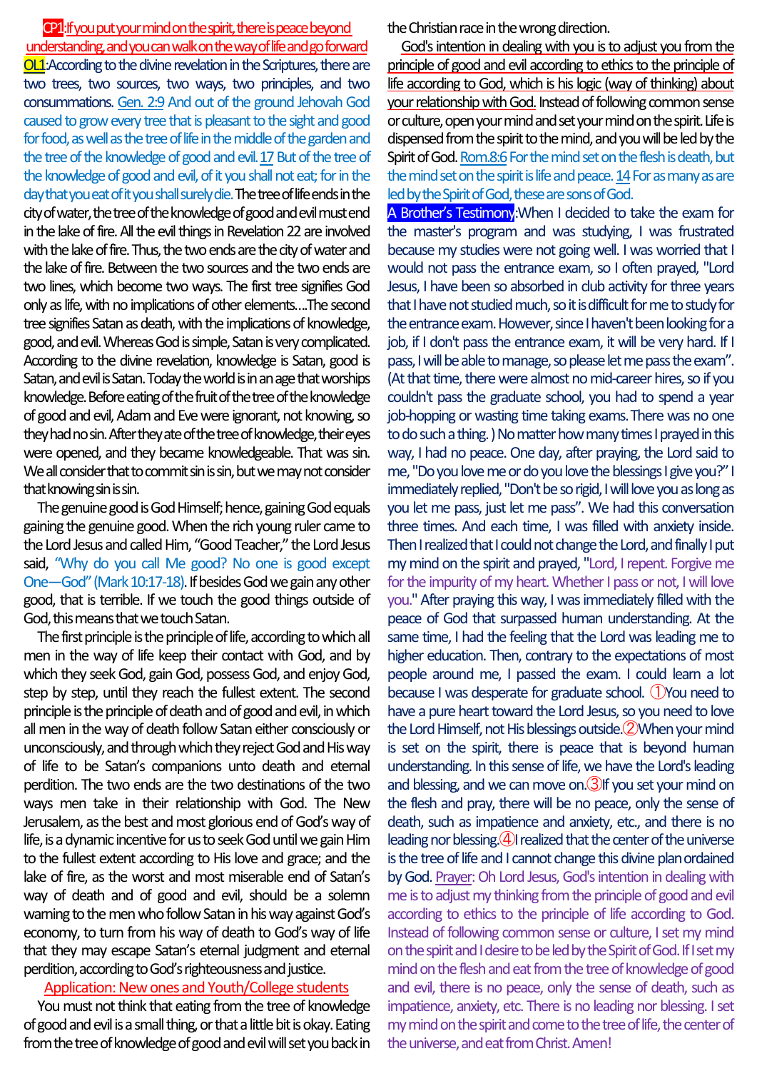**CP1**:If you put your mind on the spirit, there is peace beyond understanding, and you can walk on the way of life and go forward

**OL1**:According to the divine revelation in the Scriptures, there are two trees, two sources, two ways, two principles, and two consummations. Gen. 2:9 And out of the ground Jehovah God caused to grow every tree that is pleasant to the sight and good for food, as well as the tree of life in the middle of the garden and the tree of the knowledge of good and evil. 17 But of the tree of the knowledge of good and evil, of it you shall not eat; for in the day that you eat of it you shall surely die. The tree of life ends in the city of water, the tree of the knowledge of good and evil must end in the lake of fire. All the evil things in Revelation 22 are involved with the lake of fire. Thus, the two ends are the city of water and the lake of fire. Between the two sources and the two ends are two lines, which become two ways. The first tree signifies God only as life, with no implications of other elements….The second tree signifies Satan as death, with the implications of knowledge, good, and evil. Whereas God is simple, Satan is very complicated. According to the divine revelation, knowledge is Satan, good is Satan, and evil is Satan. Today the world is in an age that worships knowledge. Before eating of the fruit of the tree of the knowledge of good and evil, Adam and Eve were ignorant, not knowing, so they had no sin. After they ate of the tree of knowledge, their eyes were opened, and they became knowledgeable. That was sin. We all consider that to commit sin is sin, but we may not consider that knowing sin is sin.

The genuine good is God Himself; hence, gaining God equals gaining the genuine good. When the rich young ruler came to the Lord Jesus and called Him, "Good Teacher," the Lord Jesus said, "Why do you call Me good? No one is good except One—God" (Mark 10:17-18). If besides God we gain any other good, that is terrible. If we touch the good things outside of God, this means that we touch Satan.

The first principle is the principle of life, according to which all men in the way of life keep their contact with God, and by which they seek God, gain God, possess God, and enjoy God, step by step, until they reach the fullest extent. The second principle is the principle of death and of good and evil, in which all men in the way of death follow Satan either consciously or unconsciously, and through which they reject God and His way of life to be Satan's companions unto death and eternal perdition. The two ends are the two destinations of the two ways men take in their relationship with God. The New Jerusalem, as the best and most glorious end of God's way of life, is a dynamic incentive for us to seek God until we gain Him to the fullest extent according to His love and grace; and the lake of fire, as the worst and most miserable end of Satan's way of death and of good and evil, should be a solemn warning to the men who follow Satan in his way against God's economy, to turn from his way of death to God's way of life that they may escape Satan's eternal judgment and eternal perdition, according to God's righteousness and justice.

Application: New ones and Youth/College students

You must not think that eating from the tree of knowledge of good and evil is a small thing, or that a little bit is okay. Eating from the tree of knowledge of good and evil will set you back in the Christian race in the wrong direction.

God's intention in dealing with you is to adjust you from the principle of good and evil according to ethics to the principle of life according to God, which is his logic (way of thinking) about your relationship with God. Instead of following common sense or culture, open your mind and set your mind on the spirit. Life is dispensed from the spirit to the mind, and you will be led by the Spirit of God. Rom.8:6 For the mind set on the flesh is death, but the mind set on the spirit is life and peace. 14 For as many as are led by the Spirit of God, these are sons of God.

**A Brother's Testimony**:When I decided to take the exam for the master's program and was studying, I was frustrated because my studies were not going well. I was worried that I would not pass the entrance exam, so I often prayed, "Lord Jesus, I have been so absorbed in club activity for three years that I have not studied much, so it is difficult for me to study for the entrance exam. However, since I haven't been looking for a job, if I don't pass the entrance exam, it will be very hard. If I pass, I will be able to manage, so please let me pass the exam". (At that time, there were almost no mid-career hires, so if you couldn't pass the graduate school, you had to spend a year job-hopping or wasting time taking exams. There was no one to do such a thing. ) No matter how many times I prayed in this way, I had no peace. One day, after praying, the Lord said to me, "Do you love me or do you love the blessings I give you?" I immediately replied, "Don't be so rigid, I will love you as long as you let me pass, just let me pass". We had this conversation three times. And each time, I was filled with anxiety inside. Then I realized that I could not change the Lord, and finally I put my mind on the spirit and prayed, "Lord, I repent. Forgive me for the impurity of my heart. Whether I pass or not, I will love you." After praying this way, I was immediately filled with the peace of God that surpassed human understanding. At the same time, I had the feeling that the Lord was leading me to higher education. Then, contrary to the expectations of most people around me, I passed the exam. I could learn a lot because I was desperate for graduate school. ①You need to have a pure heart toward the Lord Jesus, so you need to love the Lord Himself, not His blessings outside.②When your mind is set on the spirit, there is peace that is beyond human understanding. In this sense of life, we have the Lord's leading and blessing, and we can move on.③If you set your mind on the flesh and pray, there will be no peace, only the sense of death, such as impatience and anxiety, etc., and there is no leading nor blessing.④I realized that the center of the universe is the tree of life and I cannot change this divine plan ordained by God. Prayer: Oh Lord Jesus, God's intention in dealing with me is to adjust my thinking from the principle of good and evil according to ethics to the principle of life according to God. Instead of following common sense or culture, I set my mind on the spirit and I desire to be led by the Spirit of God. If I set my mind on the flesh and eat from the tree of knowledge of good and evil, there is no peace, only the sense of death, such as impatience, anxiety, etc. There is no leading nor blessing. I set my mind on the spirit and come to the tree of life, the center of the universe, and eat from Christ. Amen!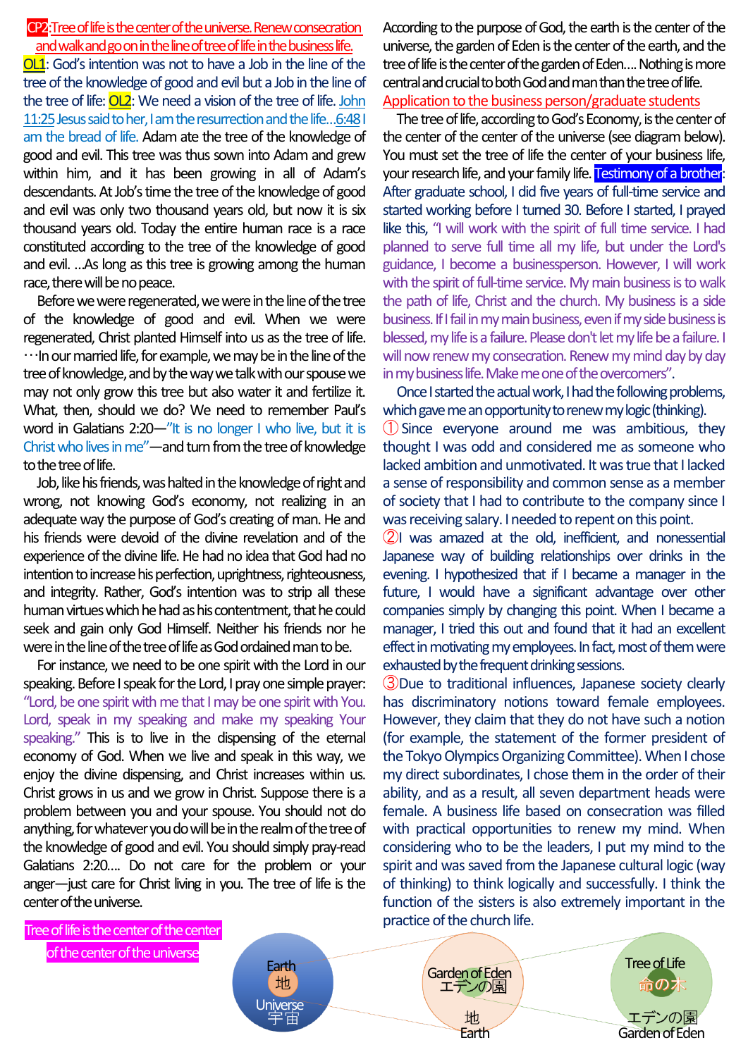**CP2**: Tree of life is the center of the universe. Renew consecration and walk and go on in the line of tree of life in the business life.

**OL1**: God's intention was not to have a Job in the line of the tree of the knowledge of good and evil but a Job in the line of the tree of life: **OL2**: We need a vision of the tree of life. John 11:25 Jesus said to her, I am the resurrection and the life…6:48 I am the bread of life. Adam ate the tree of the knowledge of good and evil. This tree was thus sown into Adam and grew within him, and it has been growing in all of Adam's descendants. At Job's time the tree of the knowledge of good and evil was only two thousand years old, but now it is six thousand years old. Today the entire human race is a race constituted according to the tree of the knowledge of good and evil. …As long as this tree is growing among the human race, there will be no peace.

Before we were regenerated, we were in the line of the tree of the knowledge of good and evil. When we were regenerated, Christ planted Himself into us as the tree of life. …In our married life, for example, we may be in the line of the tree of knowledge, and by the way we talk with our spouse we may not only grow this tree but also water it and fertilize it. What, then, should we do? We need to remember Paul's word in Galatians 2:20—"It is no longer I who live, but it is Christ who lives in me"—and turn from the tree of knowledge to the tree of life.

Job, like his friends, was halted in the knowledge of right and wrong, not knowing God's economy, not realizing in an adequate way the purpose of God's creating of man. He and his friends were devoid of the divine revelation and of the experience of the divine life. He had no idea that God had no intention to increase his perfection, uprightness, righteousness, and integrity. Rather, God's intention was to strip all these human virtues which he had as his contentment, that he could seek and gain only God Himself. Neither his friends nor he were in the line of the tree of life as God ordained man to be.

For instance, we need to be one spirit with the Lord in our speaking. Before I speak for the Lord, I pray one simple prayer: "Lord, be one spirit with me that I may be one spirit with You. Lord, speak in my speaking and make my speaking Your speaking." This is to live in the dispensing of the eternal economy of God. When we live and speak in this way, we enjoy the divine dispensing, and Christ increases within us. Christ grows in us and we grow in Christ. Suppose there is a problem between you and your spouse. You should not do anything, for whatever you do will be in the realm of the tree of the knowledge of good and evil. You should simply pray-read Galatians 2:20…. Do not care for the problem or your anger—just care for Christ living in you. The tree of life is the center of the universe.

According to the purpose of God, the earth is the center of the universe, the garden of Eden is the center of the earth, and the tree of life is the center of the garden of Eden…. Nothing is more central and crucial to both God and man than the tree of life.

**Application to the business person/graduate students**

The tree of life, according to God's Economy, is the center of the center of the center of the universe (see diagram below). You must set the tree of life the center of your business life, your research life, and your family life. **Testimony of a brother**: After graduate school, I did five years of full-time service and started working before I turned 30. Before I started, I prayed like this, "I will work with the spirit of full time service. I had planned to serve full time all my life, but under the Lord's guidance, I become a businessperson. However, I will work with the spirit of full-time service. My main business is to walk the path of life, Christ and the church. My business is a side business. If I fail in my main business, even if my side business is blessed, my life is a failure. Please don't let my life be a failure. I will now renew my consecration. Renew my mind day by day in my business life. Make me one of the overcomers".

Once I started the actual work, I had the following problems, which gave me an opportunity to renew my logic (thinking).

① Since everyone around me was ambitious, they thought I was odd and considered me as someone who lacked ambition and unmotivated. It was true that I lacked a sense of responsibility and common sense as a member of society that I had to contribute to the company since I was receiving salary. I needed to repent on this point.

② I was amazed at the old, inefficient, and nonessential Japanese way of building relationships over drinks in the evening. I hypothesized that if I became a manager in the future, I would have a significant advantage over other companies simply by changing this point. When I became a manager, I tried this out and found that it had an excellent effect in motivating my employees. In fact, most of them were exhausted by the frequent drinking sessions.

③ Due to traditional influences, Japanese society clearly has discriminatory notions toward female employees. However, they claim that they do not have such a notion (for example, the statement of the former president of the Tokyo Olympics Organizing Committee). When I chose my direct subordinates, I chose them in the order of their ability, and as a result, all seven department heads were female. A business life based on consecration was filled with practical opportunities to renew my mind. When considering who to be the leaders, I put my mind to the spirit and was saved from the Japanese cultural logic (way of thinking) to think logically and successfully. I think the function of the sisters is also extremely important in the practice of the church life.

**Tree of life is the center of the center of the center of the universe**

Earth 地 / Universe 宇宙 → Garden of Eden エデンの園 / 地 Earth → Tree of Life 命の木 / エデンの園 Garden of Eden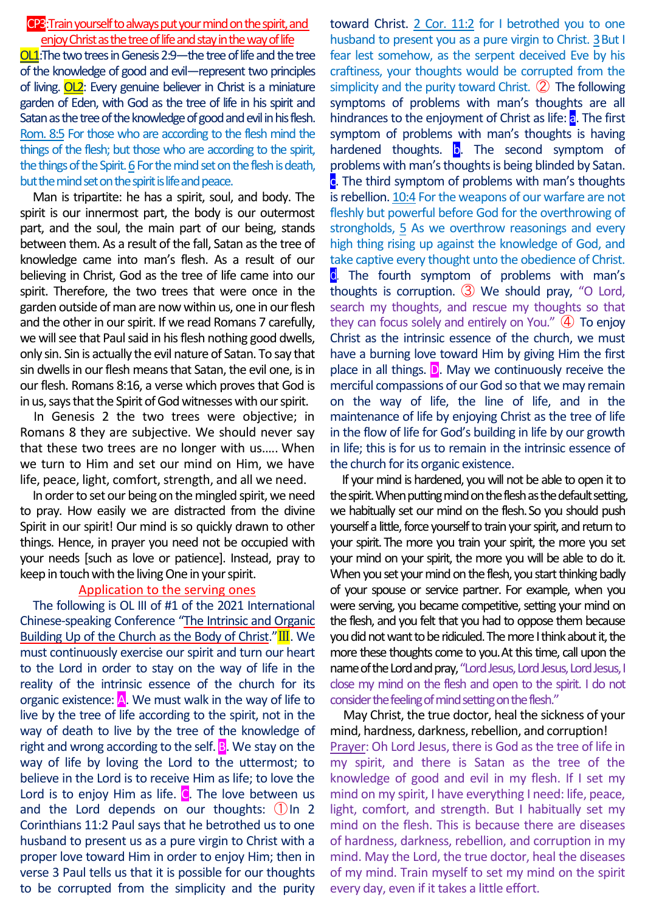**CP3**:Train yourself to always put your mind on the spirit, and enjoy Christ as the tree of life and stay in the way of life

**OL1**:The two trees in Genesis 2:9—the tree of life and the tree of the knowledge of good and evil—represent two principles of living. **OL2**: Every genuine believer in Christ is a miniature garden of Eden, with God as the tree of life in his spirit and Satan as the tree of the knowledge of good and evil in his flesh. Rom. 8:5 For those who are according to the flesh mind the things of the flesh; but those who are according to the spirit, the things of the Spirit. 6 For the mind set on the flesh is death, but the mind set on the spirit is life and peace.

Man is tripartite: he has a spirit, soul, and body. The spirit is our innermost part, the body is our outermost part, and the soul, the main part of our being, stands between them. As a result of the fall, Satan as the tree of knowledge came into man's flesh. As a result of our believing in Christ, God as the tree of life came into our spirit. Therefore, the two trees that were once in the garden outside of man are now within us, one in our flesh and the other in our spirit. If we read Romans 7 carefully, we will see that Paul said in his flesh nothing good dwells, only sin. Sin is actually the evil nature of Satan. To say that sin dwells in our flesh means that Satan, the evil one, is in our flesh. Romans 8:16, a verse which proves that God is in us, says that the Spirit of God witnesses with our spirit.

In Genesis 2 the two trees were objective; in Romans 8 they are subjective. We should never say that these two trees are no longer with us….. When we turn to Him and set our mind on Him, we have life, peace, light, comfort, strength, and all we need.

In order to set our being on the mingled spirit, we need to pray. How easily we are distracted from the divine Spirit in our spirit! Our mind is so quickly drawn to other things. Hence, in prayer you need not be occupied with your needs [such as love or patience]. Instead, pray to keep in touch with the living One in your spirit.

## Application to the serving ones

The following is OL III of #1 of the 2021 International Chinese-speaking Conference "The Intrinsic and Organic Building Up of the Church as the Body of Christ." **III**. We must continuously exercise our spirit and turn our heart to the Lord in order to stay on the way of life in the reality of the intrinsic essence of the church for its organic existence: **A**. We must walk in the way of life to live by the tree of life according to the spirit, not in the way of death to live by the tree of the knowledge of right and wrong according to the self. **B**. We stay on the way of life by loving the Lord to the uttermost; to believe in the Lord is to receive Him as life; to love the Lord is to enjoy Him as life. **C**. The love between us and the Lord depends on our thoughts: ①In 2 Corinthians 11:2 Paul says that he betrothed us to one husband to present us as a pure virgin to Christ with a proper love toward Him in order to enjoy Him; then in verse 3 Paul tells us that it is possible for our thoughts to be corrupted from the simplicity and the purity toward Christ. 2 Cor. 11:2 for I betrothed you to one husband to present you as a pure virgin to Christ. 3 But I fear lest somehow, as the serpent deceived Eve by his craftiness, your thoughts would be corrupted from the simplicity and the purity toward Christ. ② The following symptoms of problems with man's thoughts are all hindrances to the enjoyment of Christ as life: **a**. The first symptom of problems with man's thoughts is having hardened thoughts. **b**. The second symptom of problems with man's thoughts is being blinded by Satan. **c**. The third symptom of problems with man's thoughts is rebellion. 10:4 For the weapons of our warfare are not fleshly but powerful before God for the overthrowing of strongholds, 5 As we overthrow reasonings and every high thing rising up against the knowledge of God, and take captive every thought unto the obedience of Christ. **d**. The fourth symptom of problems with man's thoughts is corruption. ③ We should pray, "O Lord, search my thoughts, and rescue my thoughts so that they can focus solely and entirely on You." ④ To enjoy Christ as the intrinsic essence of the church, we must have a burning love toward Him by giving Him the first place in all things. **D**. May we continuously receive the merciful compassions of our God so that we may remain on the way of life, the line of life, and in the maintenance of life by enjoying Christ as the tree of life in the flow of life for God's building in life by our growth in life; this is for us to remain in the intrinsic essence of the church for its organic existence.

If your mind is hardened, you will not be able to open it to the spirit. When putting mind on the flesh as the default setting, we habitually set our mind on the flesh. So you should push yourself a little, force yourself to train your spirit, and return to your spirit. The more you train your spirit, the more you set your mind on your spirit, the more you will be able to do it. When you set your mind on the flesh, you start thinking badly of your spouse or service partner. For example, when you were serving, you became competitive, setting your mind on the flesh, and you felt that you had to oppose them because you did not want to be ridiculed. The more I think about it, the more these thoughts come to you. At this time, call upon the name of the Lord and pray, "Lord Jesus, Lord Jesus, Lord Jesus, I close my mind on the flesh and open to the spirit. I do not consider the feeling of mind setting on the flesh."

May Christ, the true doctor, heal the sickness of your mind, hardness, darkness, rebellion, and corruption!

Prayer: Oh Lord Jesus, there is God as the tree of life in my spirit, and there is Satan as the tree of the knowledge of good and evil in my flesh. If I set my mind on my spirit, I have everything I need: life, peace, light, comfort, and strength. But I habitually set my mind on the flesh. This is because there are diseases of hardness, darkness, rebellion, and corruption in my mind. May the Lord, the true doctor, heal the diseases of my mind. Train myself to set my mind on the spirit every day, even if it takes a little effort.